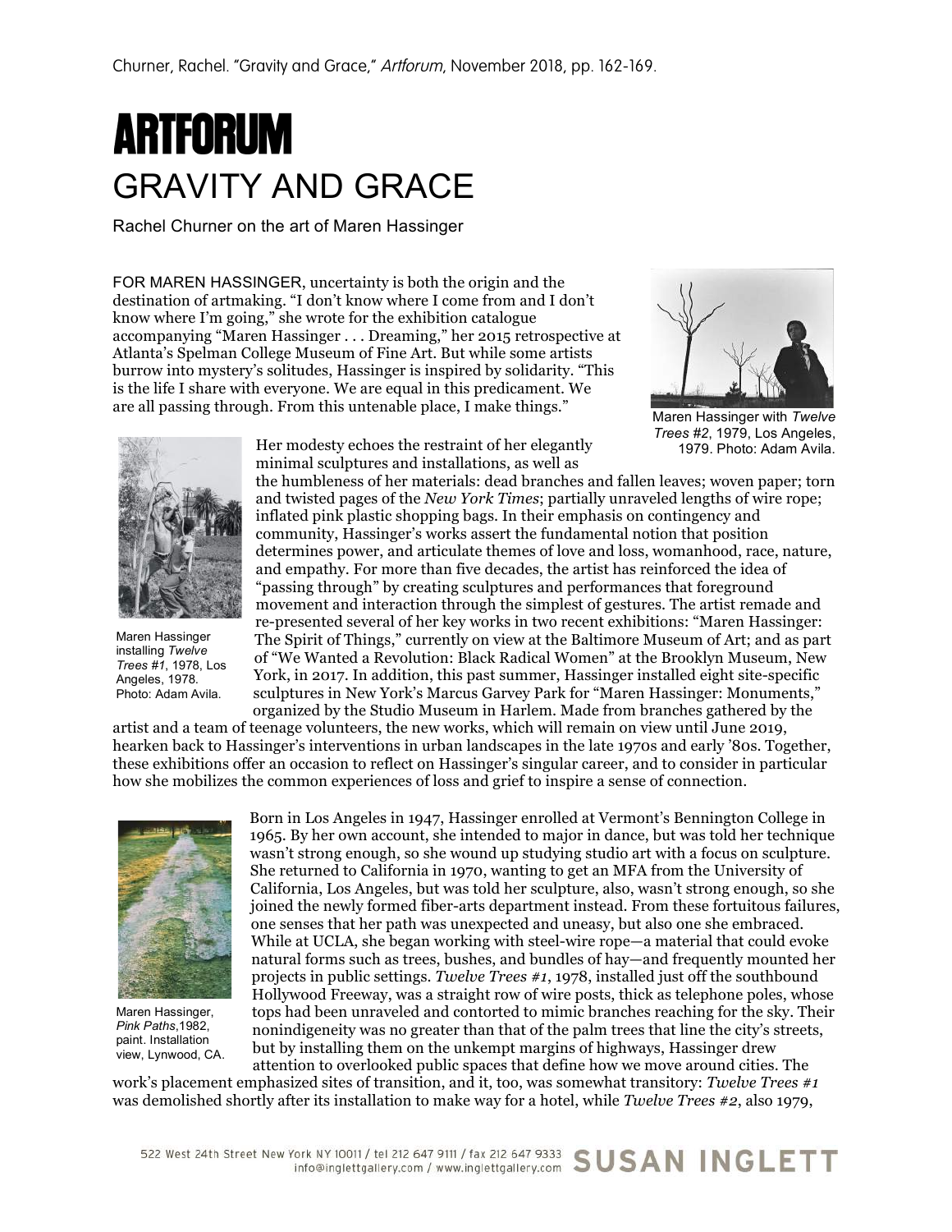Churner, Rachel. "Gravity and Grace," *Artforum*, November 2018, pp. 162-169.

# ARTFORUM

# GRAVITY AND GRACE

Rachel Churner on the art of Maren Hassinger

FOR MAREN HASSINGER, uncertainty is both the origin and the destination of artmaking. "I don't know where I come from and I don't know where I'm going," she wrote for the exhibition catalogue accompanying "Maren Hassinger . . . Dreaming," her 2015 retrospective at Atlanta's Spelman College Museum of Fine Art. But while some artists burrow into mystery's solitudes, Hassinger is inspired by solidarity. "This is the life I share with everyone. We are equal in this predicament. We are all passing through. From this untenable place, I make things."

Maren Hassinger with *Twelve Trees #2*, 1979, Los Angeles, 1979. Photo: Adam Avila.

Her modesty echoes the restraint of her elegantly minimal sculptures and installations, as well as the humbleness of her materials: dead branches and fallen leaves; woven paper; torn and twisted pages of the *New York Times*; partially unraveled lengths of wire rope; inflated pink plastic shopping bags. In their emphasis on contingency and community, Hassinger's works assert the fundamental notion that position determines power, and articulate themes of love and loss, womanhood, race, nature, and empathy. For more than five decades, the artist has reinforced the idea of "passing through" by creating sculptures and performances that foreground movement and interaction through the simplest of gestures. The artist remade and re-presented several of her key works in two recent exhibitions: "Maren Hassinger: The Spirit of Things," currently on view at the Baltimore Museum of Art; and as part of "We Wanted a Revolution: Black Radical Women" at the Brooklyn Museum, New York, in 2017. In addition, this past summer, Hassinger installed eight site-specific sculptures in New York's Marcus Garvey Park for "Maren Hassinger: Monuments," organized by the Studio Museum in Harlem. Made from branches gathered by the artist and a team of teenage volunteers, the new works, which will remain on view until June 2019, hearken back to Hassinger's interventions in urban landscapes in the late 1970s and early '80s. Together, these exhibitions offer an occasion to reflect on Hassinger's singular career, and to consider in particular how she mobilizes the common experiences of loss and grief to inspire a sense of connection.

Maren Hassinger installing *Twelve Trees #1*, 1978, Los Angeles, 1978. Photo: Adam Avila.

Born in Los Angeles in 1947, Hassinger enrolled at Vermont's Bennington College in 1965. By her own account, she intended to major in dance, but was told her technique wasn't strong enough, so she wound up studying studio art with a focus on sculpture. She returned to California in 1970, wanting to get an MFA from the University of California, Los Angeles, but was told her sculpture, also, wasn't strong enough, so she joined the newly formed fiber-arts department instead. From these fortuitous failures, one senses that her path was unexpected and uneasy, but also one she embraced. While at UCLA, she began working with steel-wire rope—a material that could evoke natural forms such as trees, bushes, and bundles of hay—and frequently mounted her projects in public settings. *Twelve Trees #1*, 1978, installed just off the southbound Hollywood Freeway, was a straight row of wire posts, thick as telephone poles, whose tops had been unraveled and contorted to mimic branches reaching for the sky. Their nonindigeneity was no greater than that of the palm trees that line the city's streets, but by installing them on the unkempt margins of highways, Hassinger drew attention to overlooked public spaces that define how we move around cities. The work's placement emphasized sites of transition, and it, too, was somewhat transitory: *Twelve Trees #1* was demolished shortly after its installation to make way for a hotel, while *Twelve Trees #2*, also 1979,

Maren Hassinger, *Pink Paths*,1982, paint. Installation view, Lynwood, CA.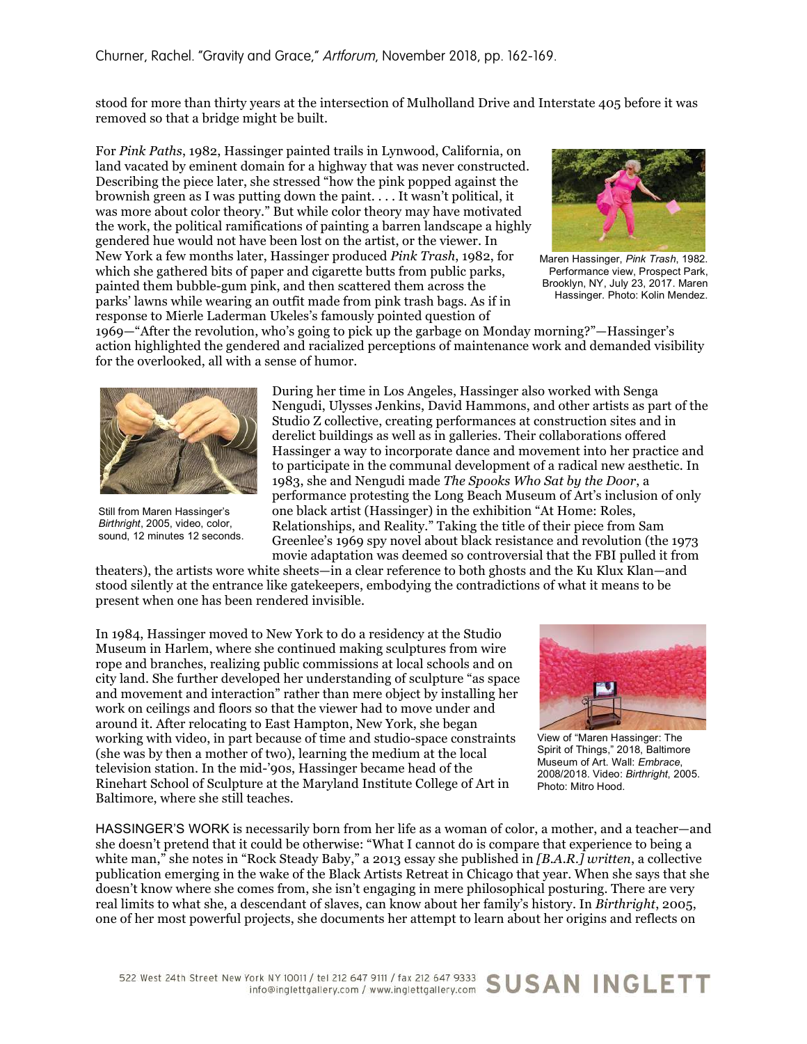stood for more than thirty years at the intersection of Mulholland Drive and Interstate 405 before it was removed so that a bridge might be built.

For *Pink Paths*, 1982, Hassinger painted trails in Lynwood, California, on land vacated by eminent domain for a highway that was never constructed. Describing the piece later, she stressed "how the pink popped against the brownish green as I was putting down the paint. . . . It wasn't political, it was more about color theory." But while color theory may have motivated the work, the political ramifications of painting a barren landscape a highly gendered hue would not have been lost on the artist, or the viewer. In New York a few months later, Hassinger produced *Pink Trash*, 1982, for which she gathered bits of paper and cigarette butts from public parks, painted them bubble-gum pink, and then scattered them across the parks' lawns while wearing an outfit made from pink trash bags. As if in response to Mierle Laderman Ukeles's famously pointed question of 1969—"After the revolution, who's going to pick up the garbage on Monday morning?"—Hassinger's action highlighted the gendered and racialized perceptions of maintenance work and demanded visibility for the overlooked, all with a sense of humor.

Maren Hassinger, *Pink Trash*, 1982. Performance view, Prospect Park, Brooklyn, NY, July 23, 2017. Maren Hassinger. Photo: Kolin Mendez.

During her time in Los Angeles, Hassinger also worked with Senga Nengudi, Ulysses Jenkins, David Hammons, and other artists as part of the Studio Z collective, creating performances at construction sites and in derelict buildings as well as in galleries. Their collaborations offered Hassinger a way to incorporate dance and movement into her practice and to participate in the communal development of a radical new aesthetic. In 1983, she and Nengudi made *The Spooks Who Sat by the Door*, a performance protesting the Long Beach Museum of Art's inclusion of only one black artist (Hassinger) in the exhibition "At Home: Roles, Relationships, and Reality." Taking the title of their piece from Sam Greenlee's 1969 spy novel about black resistance and revolution (the 1973 movie adaptation was deemed so controversial that the FBI pulled it from theaters), the artists wore white sheets—in a clear reference to both ghosts and the Ku Klux Klan—and stood silently at the entrance like gatekeepers, embodying the contradictions of what it means to be present when one has been rendered invisible.

Still from Maren Hassinger's *Birthright*, 2005, video, color, sound, 12 minutes 12 seconds.

In 1984, Hassinger moved to New York to do a residency at the Studio Museum in Harlem, where she continued making sculptures from wire rope and branches, realizing public commissions at local schools and on city land. She further developed her understanding of sculpture "as space and movement and interaction" rather than mere object by installing her work on ceilings and floors so that the viewer had to move under and around it. After relocating to East Hampton, New York, she began working with video, in part because of time and studio-space constraints (she was by then a mother of two), learning the medium at the local television station. In the mid-'90s, Hassinger became head of the Rinehart School of Sculpture at the Maryland Institute College of Art in Baltimore, where she still teaches.

View of "Maren Hassinger: The Spirit of Things," 2018, Baltimore Museum of Art. Wall: *Embrace*, 2008/2018. Video: *Birthright*, 2005. Photo: Mitro Hood.

HASSINGER'S WORK is necessarily born from her life as a woman of color, a mother, and a teacher—and she doesn't pretend that it could be otherwise: "What I cannot do is compare that experience to being a white man," she notes in "Rock Steady Baby," a 2013 essay she published in *[B.A.R.] written*, a collective publication emerging in the wake of the Black Artists Retreat in Chicago that year. When she says that she doesn't know where she comes from, she isn't engaging in mere philosophical posturing. There are very real limits to what she, a descendant of slaves, can know about her family's history. In *Birthright*, 2005, one of her most powerful projects, she documents her attempt to learn about her origins and reflects on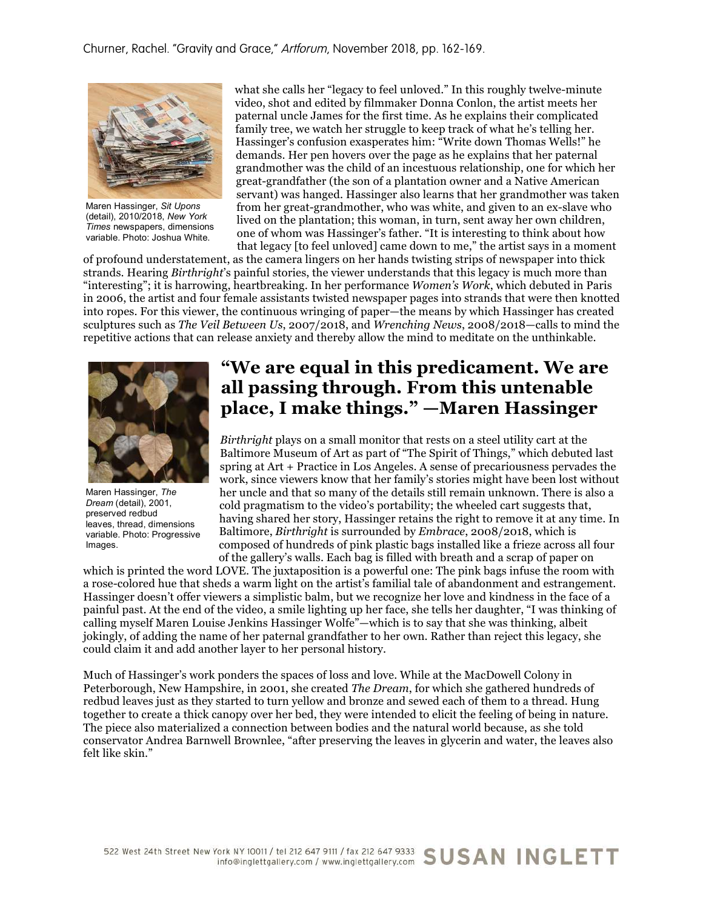what she calls her "legacy to feel unloved." In this roughly twelve-minute video, shot and edited by filmmaker Donna Conlon, the artist meets her paternal uncle James for the first time. As he explains their complicated family tree, we watch her struggle to keep track of what he's telling her. Hassinger's confusion exasperates him: "Write down Thomas Wells!" he demands. Her pen hovers over the page as he explains that her paternal grandmother was the child of an incestuous relationship, one for which her great-grandfather (the son of a plantation owner and a Native American servant) was hanged. Hassinger also learns that her grandmother was taken from her great-grandmother, who was white, and given to an ex-slave who lived on the plantation; this woman, in turn, sent away her own children, one of whom was Hassinger's father. "It is interesting to think about how that legacy [to feel unloved] came down to me," the artist says in a moment of profound understatement, as the camera lingers on her hands twisting strips of newspaper into thick strands. Hearing *Birthright*'s painful stories, the viewer understands that this legacy is much more than "interesting"; it is harrowing, heartbreaking. In her performance *Women's Work*, which debuted in Paris in 2006, the artist and four female assistants twisted newspaper pages into strands that were then knotted into ropes. For this viewer, the continuous wringing of paper—the means by which Hassinger has created sculptures such as *The Veil Between Us*, 2007/2018, and *Wrenching News*, 2008/2018—calls to mind the repetitive actions that can release anxiety and thereby allow the mind to meditate on the unthinkable.

Maren Hassinger, *Sit Upons* (detail), 2010/2018, *New York Times* newspapers, dimensions variable. Photo: Joshua White.

## "We are equal in this predicament. We are all passing through. From this untenable place, I make things." —Maren Hassinger

*Birthright* plays on a small monitor that rests on a steel utility cart at the Baltimore Museum of Art as part of "The Spirit of Things," which debuted last spring at Art + Practice in Los Angeles. A sense of precariousness pervades the work, since viewers know that her family's stories might have been lost without her uncle and that so many of the details still remain unknown. There is also a cold pragmatism to the video's portability; the wheeled cart suggests that, having shared her story, Hassinger retains the right to remove it at any time. In Baltimore, *Birthright* is surrounded by *Embrace*, 2008/2018, which is composed of hundreds of pink plastic bags installed like a frieze across all four of the gallery's walls. Each bag is filled with breath and a scrap of paper on which is printed the word LOVE. The juxtaposition is a powerful one: The pink bags infuse the room with a rose-colored hue that sheds a warm light on the artist's familial tale of abandonment and estrangement. Hassinger doesn't offer viewers a simplistic balm, but we recognize her love and kindness in the face of a painful past. At the end of the video, a smile lighting up her face, she tells her daughter, "I was thinking of calling myself Maren Louise Jenkins Hassinger Wolfe"—which is to say that she was thinking, albeit jokingly, of adding the name of her paternal grandfather to her own. Rather than reject this legacy, she could claim it and add another layer to her personal history.

Maren Hassinger, *The Dream* (detail), 2001, preserved redbud leaves, thread, dimensions variable. Photo: Progressive Images.

Much of Hassinger's work ponders the spaces of loss and love. While at the MacDowell Colony in Peterborough, New Hampshire, in 2001, she created *The Dream*, for which she gathered hundreds of redbud leaves just as they started to turn yellow and bronze and sewed each of them to a thread. Hung together to create a thick canopy over her bed, they were intended to elicit the feeling of being in nature. The piece also materialized a connection between bodies and the natural world because, as she told conservator Andrea Barnwell Brownlee, "after preserving the leaves in glycerin and water, the leaves also felt like skin."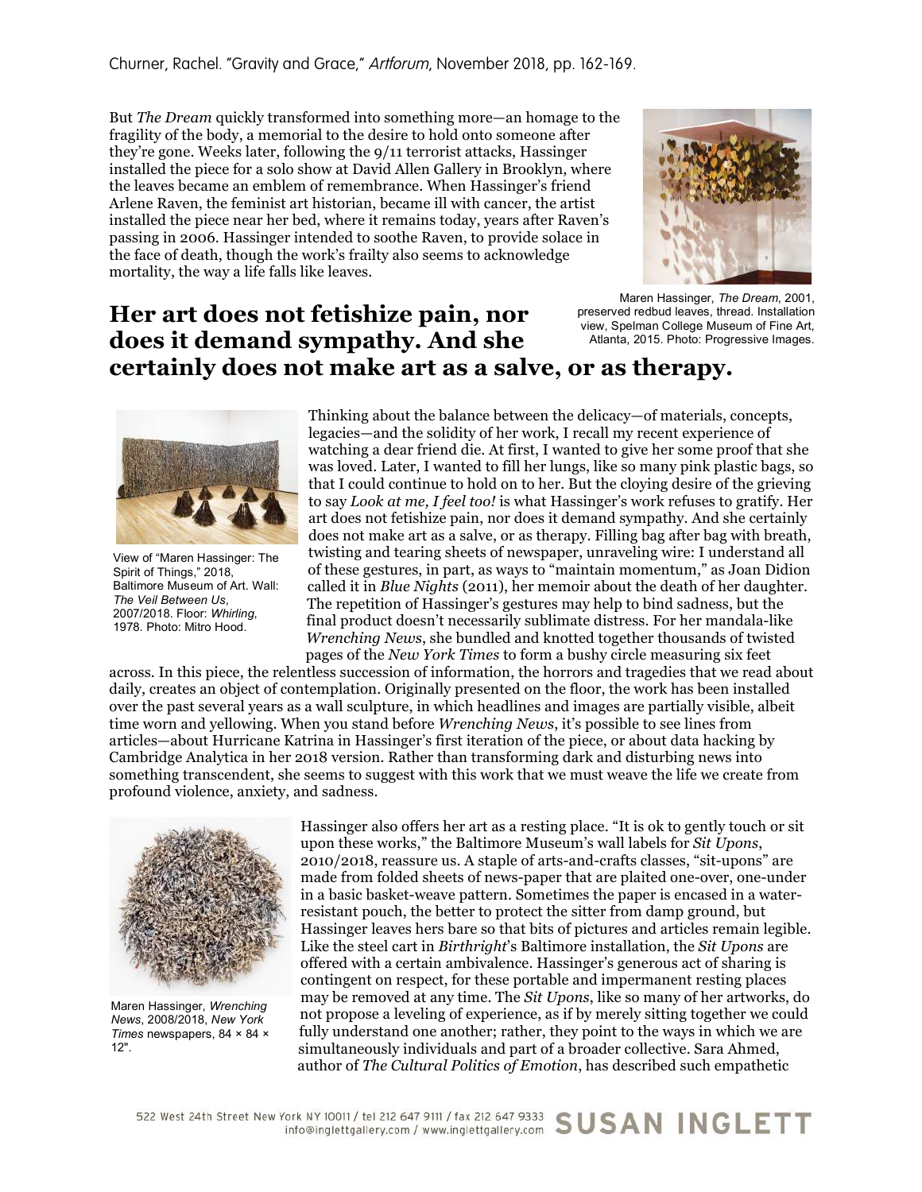Churner, Rachel. "Gravity and Grace," *Artforum*, November 2018, pp. 162-169.

But *The Dream* quickly transformed into something more—an homage to the fragility of the body, a memorial to the desire to hold onto someone after they're gone. Weeks later, following the 9/11 terrorist attacks, Hassinger installed the piece for a solo show at David Allen Gallery in Brooklyn, where the leaves became an emblem of remembrance. When Hassinger's friend Arlene Raven, the feminist art historian, became ill with cancer, the artist installed the piece near her bed, where it remains today, years after Raven's passing in 2006. Hassinger intended to soothe Raven, to provide solace in the face of death, though the work's frailty also seems to acknowledge mortality, the way a life falls like leaves.

Maren Hassinger, *The Dream*, 2001, preserved redbud leaves, thread. Installation view, Spelman College Museum of Fine Art, Atlanta, 2015. Photo: Progressive Images.

**Her art does not fetishize pain, nor does it demand sympathy. And she certainly does not make art as a salve, or as therapy.**

View of "Maren Hassinger: The Spirit of Things," 2018, Baltimore Museum of Art. Wall: *The Veil Between Us*, 2007/2018. Floor: *Whirling*, 1978. Photo: Mitro Hood.

Thinking about the balance between the delicacy—of materials, concepts, legacies—and the solidity of her work, I recall my recent experience of watching a dear friend die. At first, I wanted to give her some proof that she was loved. Later, I wanted to fill her lungs, like so many pink plastic bags, so that I could continue to hold on to her. But the cloying desire of the grieving to say *Look at me, I feel too!* is what Hassinger's work refuses to gratify. Her art does not fetishize pain, nor does it demand sympathy. And she certainly does not make art as a salve, or as therapy. Filling bag after bag with breath, twisting and tearing sheets of newspaper, unraveling wire: I understand all of these gestures, in part, as ways to "maintain momentum," as Joan Didion called it in *Blue Nights* (2011), her memoir about the death of her daughter. The repetition of Hassinger's gestures may help to bind sadness, but the final product doesn't necessarily sublimate distress. For her mandala-like *Wrenching News*, she bundled and knotted together thousands of twisted pages of the *New York Times* to form a bushy circle measuring six feet across. In this piece, the relentless succession of information, the horrors and tragedies that we read about daily, creates an object of contemplation. Originally presented on the floor, the work has been installed over the past several years as a wall sculpture, in which headlines and images are partially visible, albeit time worn and yellowing. When you stand before *Wrenching News*, it's possible to see lines from articles—about Hurricane Katrina in Hassinger's first iteration of the piece, or about data hacking by Cambridge Analytica in her 2018 version. Rather than transforming dark and disturbing news into something transcendent, she seems to suggest with this work that we must weave the life we create from profound violence, anxiety, and sadness.

Maren Hassinger, *Wrenching News*, 2008/2018, *New York Times* newspapers, 84 × 84 × 12".

Hassinger also offers her art as a resting place. "It is ok to gently touch or sit upon these works," the Baltimore Museum's wall labels for *Sit Upons*, 2010/2018, reassure us. A staple of arts-and-crafts classes, "sit-upons" are made from folded sheets of news-paper that are plaited one-over, one-under in a basic basket-weave pattern. Sometimes the paper is encased in a water-resistant pouch, the better to protect the sitter from damp ground, but Hassinger leaves hers bare so that bits of pictures and articles remain legible. Like the steel cart in *Birthright*'s Baltimore installation, the *Sit Upons* are offered with a certain ambivalence. Hassinger's generous act of sharing is contingent on respect, for these portable and impermanent resting places may be removed at any time. The *Sit Upons*, like so many of her artworks, do not propose a leveling of experience, as if by merely sitting together we could fully understand one another; rather, they point to the ways in which we are simultaneously individuals and part of a broader collective. Sara Ahmed, author of *The Cultural Politics of Emotion*, has described such empathetic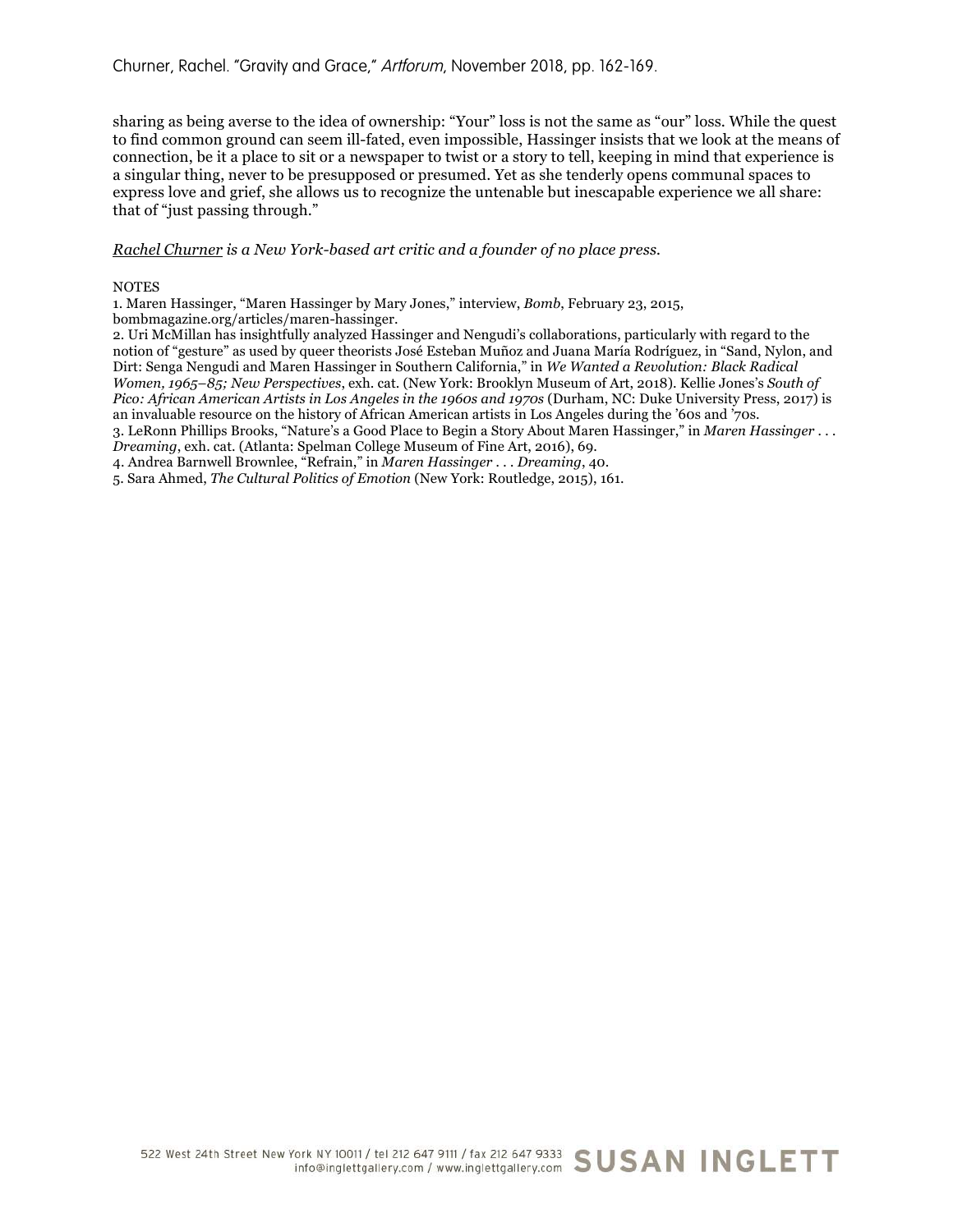sharing as being averse to the idea of ownership: "Your" loss is not the same as "our" loss. While the quest to find common ground can seem ill-fated, even impossible, Hassinger insists that we look at the means of connection, be it a place to sit or a newspaper to twist or a story to tell, keeping in mind that experience is a singular thing, never to be presupposed or presumed. Yet as she tenderly opens communal spaces to express love and grief, she allows us to recognize the untenable but inescapable experience we all share: that of "just passing through."

*Rachel Churner is a New York-based art critic and a founder of no place press.*

NOTES

1. Maren Hassinger, "Maren Hassinger by Mary Jones," interview, *Bomb*, February 23, 2015, bombmagazine.org/articles/maren-hassinger.
2. Uri McMillan has insightfully analyzed Hassinger and Nengudi's collaborations, particularly with regard to the notion of "gesture" as used by queer theorists José Esteban Muñoz and Juana María Rodríguez, in "Sand, Nylon, and Dirt: Senga Nengudi and Maren Hassinger in Southern California," in *We Wanted a Revolution: Black Radical Women, 1965–85; New Perspectives*, exh. cat. (New York: Brooklyn Museum of Art, 2018). Kellie Jones's *South of Pico: African American Artists in Los Angeles in the 1960s and 1970s* (Durham, NC: Duke University Press, 2017) is an invaluable resource on the history of African American artists in Los Angeles during the '60s and '70s.
3. LeRonn Phillips Brooks, "Nature's a Good Place to Begin a Story About Maren Hassinger," in *Maren Hassinger . . . Dreaming*, exh. cat. (Atlanta: Spelman College Museum of Fine Art, 2016), 69.
4. Andrea Barnwell Brownlee, "Refrain," in *Maren Hassinger . . . Dreaming*, 40.
5. Sara Ahmed, *The Cultural Politics of Emotion* (New York: Routledge, 2015), 161.